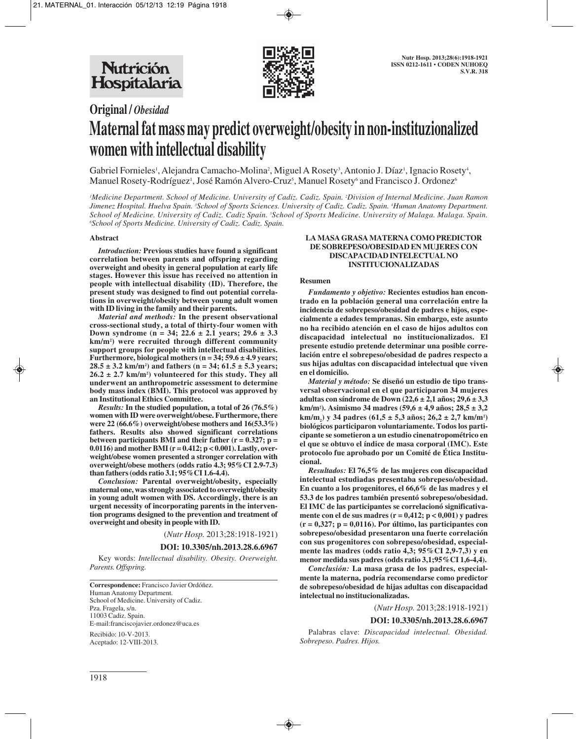**Original / *Obesidad***

# Maternal fat mass may predict overweight/obesity in non-instituzionalized women with intellectual disability

Gabriel Fornieles[1], Alejandra Camacho-Molina[2], Miguel A Rosety[3], Antonio J. Díaz[1], Ignacio Rosety[4], Manuel Rosety-Rodríguez[1], José Ramón Alvero-Cruz[5], Manuel Rosety[6] and Francisco J. Ordonez[6]

[1]*Medicine Department. School of Medicine. University of Cadiz. Cadiz. Spain.* [2]*Division of Internal Medicine. Juan Ramon Jimenez Hospital. Huelva Spain.* [3]*School of Sports Sciences. University of Cadiz. Cadiz. Spain.* [4]*Human Anatomy Department. School of Medicine. University of Cadiz. Cadiz Spain.* [5]*School of Sports Medicine. University of Malaga. Malaga. Spain.* [6]*School of Sports Medicine. University of Cadiz. Cadiz. Spain.*

## Abstract

***Introduction:*** **Previous studies have found a significant correlation between parents and offspring regarding overweight and obesity in general population at early life stages. However this issue has received no attention in people with intellectual disability (ID). Therefore, the present study was designed to find out potential correlations in overweight/obesity between young adult women with ID living in the family and their parents.**

***Material and methods:*** **In the present observational cross-sectional study, a total of thirty-four women with Down syndrome (n = 34; 22.6 ± 2.1 years; 29.6 ± 3.3 km/m²) were recruited through different community support groups for people with intellectual disabilities. Furthermore, biological mothers (n = 34; 59.6 ± 4.9 years; 28.5 ± 3.2 km/m²) and fathers (n = 34; 61.5 ± 5.3 years; 26.2 ± 2.7 km/m²) volunteered for this study. They all underwent an anthropometric assessment to determine body mass index (BMI). This protocol was approved by an Institutional Ethics Committee.**

***Results:*** **In the studied population, a total of 26 (76.5%) women with ID were overweight/obese. Furthermore, there were 22 (66.6%) overweight/obese mothers and 16(53.3%) fathers. Results also showed significant correlations between participants BMI and their father ($r = 0.327$; $p = 0.0116$) and mother BMI ($r = 0.412$; $p < 0.001$). Lastly, overweight/obese women presented a stronger correlation with overweight/obese mothers (odds ratio 4.3; 95%CI 2.9-7.3) than fathers (odds ratio 3.1; 95%CI 1.6-4.4).**

***Conclusion:*** **Parental overweight/obesity, especially maternal one, was strongly associated to overweight/obesity in young adult women with DS. Accordingly, there is an urgent necessity of incorporating parents in the intervention programs designed to the prevention and treatment of overweight and obesity in people with ID.**

(*Nutr Hosp.* 2013;28:1918-1921)

**DOI: 10.3305/nh.2013.28.6.6967**

Key words: *Intellectual disability. Obesity. Overweight. Parents. Offspring.*

## LA MASA GRASA MATERNA COMO PREDICTOR DE SOBREPESO/OBESIDAD EN MUJERES CON DISCAPACIDAD INTELECTUAL NO INSTITUCIONALIZADAS

### Resumen

***Fundamento y objetivo:*** **Recientes estudios han encontrado en la población general una correlación entre la incidencia de sobrepeso/obesidad de padres e hijos, especialmente a edades tempranas. Sin embargo, este asunto no ha recibido atención en el caso de hijos adultos con discapacidad intelectual no institucionalizados. El presente estudio pretende determinar una posible correlación entre el sobrepeso/obesidad de padres respecto a sus hijas adultas con discapacidad intelectual que viven en el domicilio.**

***Material y método:*** **Se diseñó un estudio de tipo transversal observacional en el que participaron 34 mujeres adultas con síndrome de Down (22,6 ± 2,1 años; 29,6 ± 3,3 km/m²). Asimismo 34 madres (59,6 ± 4,9 años; 28,5 ± 3,2 km/m$_2$) y 34 padres (61,5 ± 5,3 años; 26,2 ± 2,7 km/m²) biológicos participaron voluntariamente. Todos los participante se sometieron a un estudio cinenatropométrico en el que se obtuvo el índice de masa corporal (IMC). Este protocolo fue aprobado por un Comité de Ética Institucional.**

***Resultados:*** **El 76,5% de las mujeres con discapacidad intelectual estudiadas presentaba sobrepeso/obesidad. En cuanto a los progenitores, el 66,6% de las madres y el 53.3 de los padres también presentó sobrepeso/obesidad. El IMC de las participantes se correlacionó significativamente con el de sus madres (r = 0,412; p < 0,001) y padres (r = 0,327; p = 0,0116). Por último, las participantes con sobrepeso/obesidad presentaron una fuerte correlación con sus progenitores con sobrepeso/obesidad, especialmente las madres (odds ratio 4,3; 95%CI 2,9-7,3) y en menor medida sus padres (odds ratio 3,1;95%CI 1,6-4,4).**

***Conclusión:*** **La masa grasa de los padres, especialmente la materna, podría recomendarse como predictor de sobrepeso/obesidad de hijas adultas con discapacidad intelectual no institucionalizadas.**

(*Nutr Hosp.* 2013;28:1918-1921)

**DOI: 10.3305/nh.2013.28.6.6967**

Palabras clave: *Discapacidad intelectual. Obesidad. Sobrepeso. Padres. Hijos.*

---

**Correspondence:** Francisco Javier Ordóñez.
Human Anatomy Department.
School of Medicine. University of Cadiz.
Pza. Fragela, s/n.
11003 Cadiz. Spain.
E-mail:franciscojavier.ordonez@uca.es

Recibido: 10-V-2013.
Aceptado: 12-VIII-2013.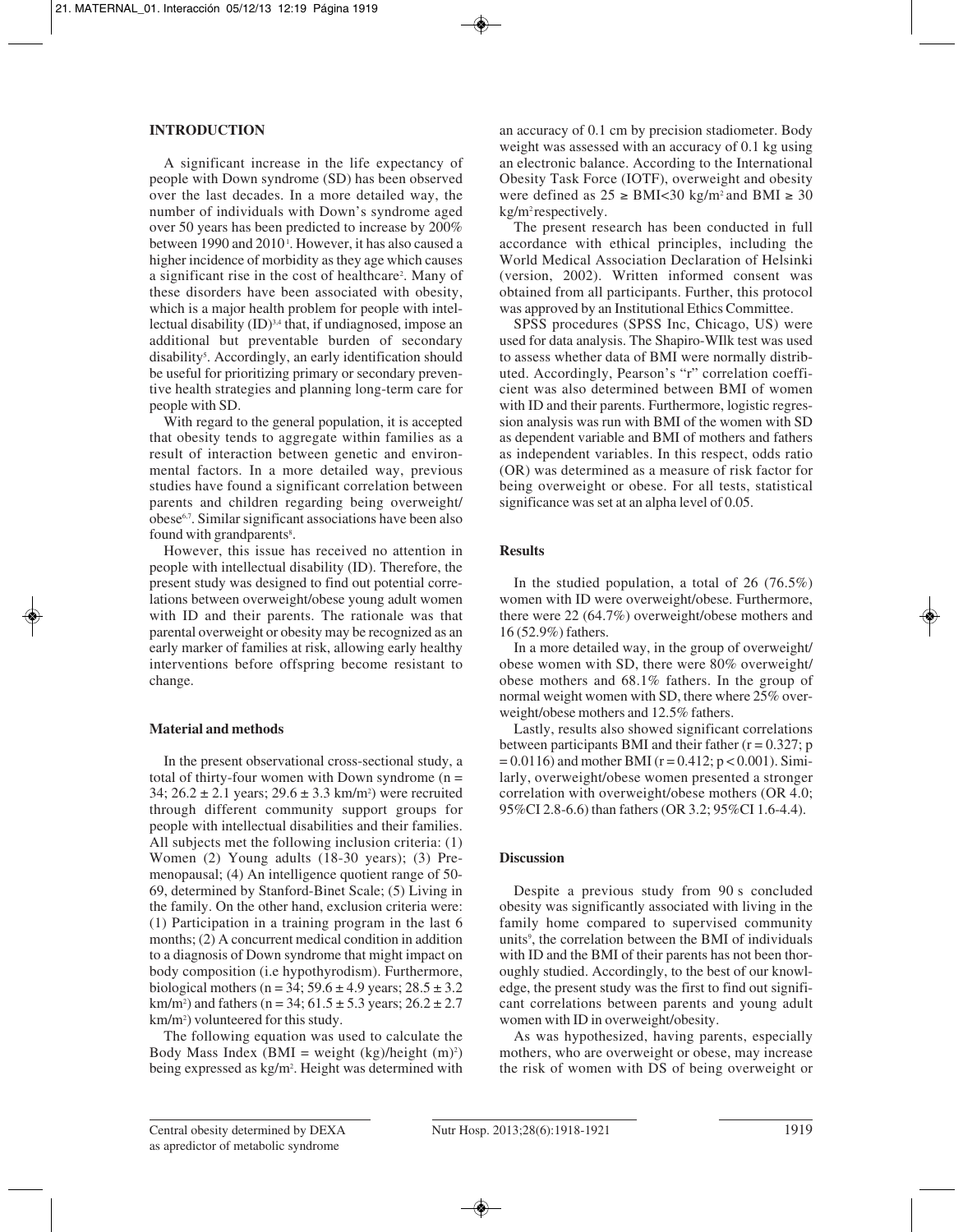## INTRODUCTION

A significant increase in the life expectancy of people with Down syndrome (SD) has been observed over the last decades. In a more detailed way, the number of individuals with Down's syndrome aged over 50 years has been predicted to increase by 200% between 1990 and 2010[1]. However, it has also caused a higher incidence of morbidity as they age which causes a significant rise in the cost of healthcare[2]. Many of these disorders have been associated with obesity, which is a major health problem for people with intellectual disability (ID)[3,4] that, if undiagnosed, impose an additional but preventable burden of secondary disability[5]. Accordingly, an early identification should be useful for prioritizing primary or secondary preventive health strategies and planning long-term care for people with SD.

With regard to the general population, it is accepted that obesity tends to aggregate within families as a result of interaction between genetic and environmental factors. In a more detailed way, previous studies have found a significant correlation between parents and children regarding being overweight/obese[6,7]. Similar significant associations have been also found with grandparents[8].

However, this issue has received no attention in people with intellectual disability (ID). Therefore, the present study was designed to find out potential correlations between overweight/obese young adult women with ID and their parents. The rationale was that parental overweight or obesity may be recognized as an early marker of families at risk, allowing early healthy interventions before offspring become resistant to change.

## Material and methods

In the present observational cross-sectional study, a total of thirty-four women with Down syndrome (n = 34; 26.2 ± 2.1 years; 29.6 ± 3.3 km/m$^2$) were recruited through different community support groups for people with intellectual disabilities and their families. All subjects met the following inclusion criteria: (1) Women (2) Young adults (18-30 years); (3) Premenopausal; (4) An intelligence quotient range of 50-69, determined by Stanford-Binet Scale; (5) Living in the family. On the other hand, exclusion criteria were: (1) Participation in a training program in the last 6 months; (2) A concurrent medical condition in addition to a diagnosis of Down syndrome that might impact on body composition (i.e hypothyrodism). Furthermore, biological mothers (n = 34; 59.6 ± 4.9 years; 28.5 ± 3.2 km/m$^2$) and fathers (n = 34; 61.5 ± 5.3 years; 26.2 ± 2.7 km/m$^2$) volunteered for this study.

The following equation was used to calculate the Body Mass Index (BMI = weight (kg)/height (m)$^2$) being expressed as kg/m$^2$. Height was determined with an accuracy of 0.1 cm by precision stadiometer. Body weight was assessed with an accuracy of 0.1 kg using an electronic balance. According to the International Obesity Task Force (IOTF), overweight and obesity were defined as 25 ≥ BMI<30 kg/m$^2$ and BMI ≥ 30 kg/m$^2$ respectively.

The present research has been conducted in full accordance with ethical principles, including the World Medical Association Declaration of Helsinki (version, 2002). Written informed consent was obtained from all participants. Further, this protocol was approved by an Institutional Ethics Committee.

SPSS procedures (SPSS Inc, Chicago, US) were used for data analysis. The Shapiro-WIlk test was used to assess whether data of BMI were normally distributed. Accordingly, Pearson's "r" correlation coefficient was also determined between BMI of women with ID and their parents. Furthermore, logistic regression analysis was run with BMI of the women with SD as dependent variable and BMI of mothers and fathers as independent variables. In this respect, odds ratio (OR) was determined as a measure of risk factor for being overweight or obese. For all tests, statistical significance was set at an alpha level of 0.05.

## Results

In the studied population, a total of 26 (76.5%) women with ID were overweight/obese. Furthermore, there were 22 (64.7%) overweight/obese mothers and 16 (52.9%) fathers.

In a more detailed way, in the group of overweight/obese women with SD, there were 80% overweight/obese mothers and 68.1% fathers. In the group of normal weight women with SD, there where 25% overweight/obese mothers and 12.5% fathers.

Lastly, results also showed significant correlations between participants BMI and their father (r = 0.327; p = 0.0116) and mother BMI (r = 0.412; p < 0.001). Similarly, overweight/obese women presented a stronger correlation with overweight/obese mothers (OR 4.0; 95%CI 2.8-6.6) than fathers (OR 3.2; 95%CI 1.6-4.4).

## Discussion

Despite a previous study from 90 s concluded obesity was significantly associated with living in the family home compared to supervised community units[9], the correlation between the BMI of individuals with ID and the BMI of their parents has not been thoroughly studied. Accordingly, to the best of our knowledge, the present study was the first to find out significant correlations between parents and young adult women with ID in overweight/obesity.

As was hypothesized, having parents, especially mothers, who are overweight or obese, may increase the risk of women with DS of being overweight or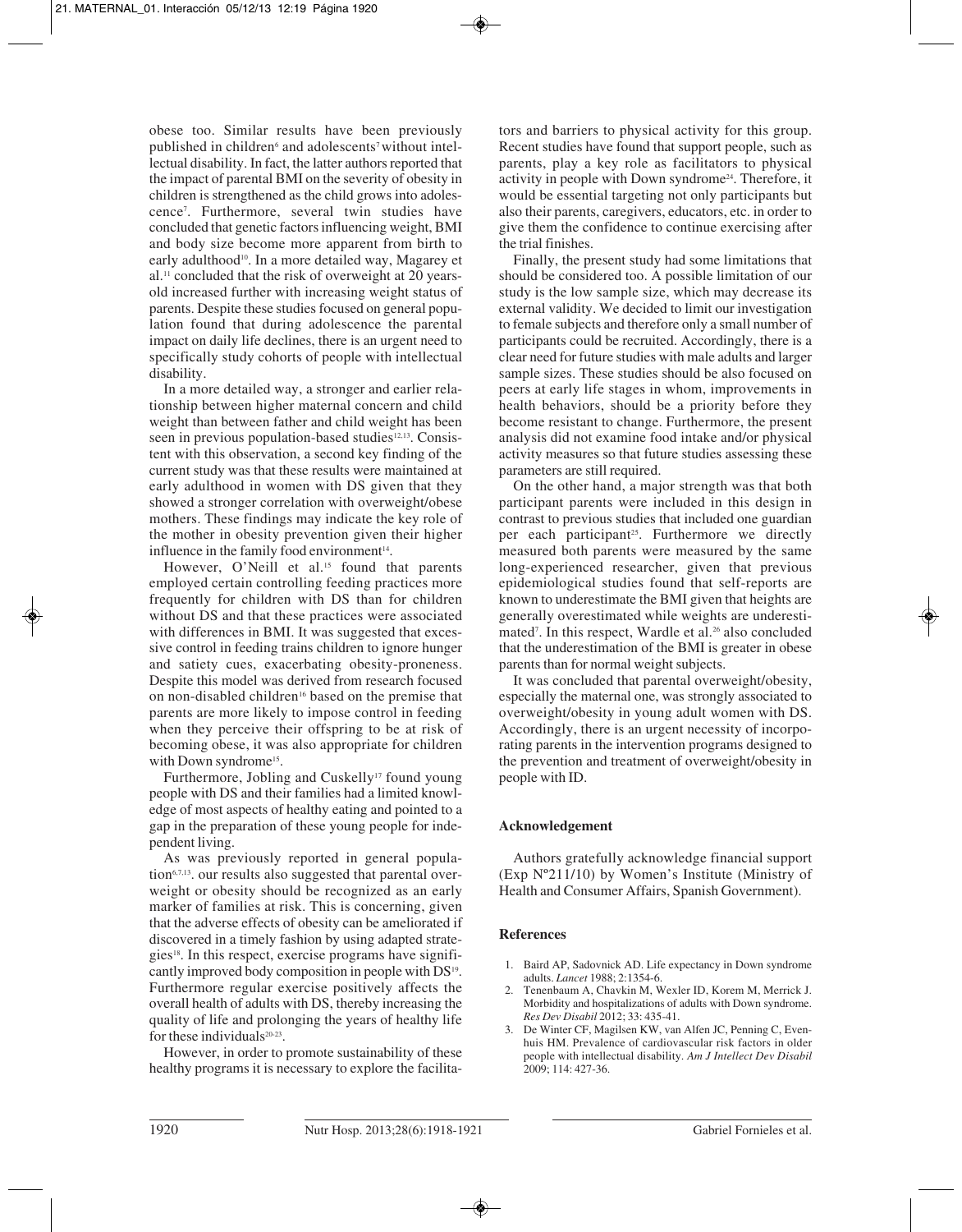obese too. Similar results have been previously published in children[6] and adolescents[7] without intellectual disability. In fact, the latter authors reported that the impact of parental BMI on the severity of obesity in children is strengthened as the child grows into adolescence[7]. Furthermore, several twin studies have concluded that genetic factors influencing weight, BMI and body size become more apparent from birth to early adulthood[10]. In a more detailed way, Magarey et al.[11] concluded that the risk of overweight at 20 years-old increased further with increasing weight status of parents. Despite these studies focused on general population found that during adolescence the parental impact on daily life declines, there is an urgent need to specifically study cohorts of people with intellectual disability.

In a more detailed way, a stronger and earlier relationship between higher maternal concern and child weight than between father and child weight has been seen in previous population-based studies[12,13]. Consistent with this observation, a second key finding of the current study was that these results were maintained at early adulthood in women with DS given that they showed a stronger correlation with overweight/obese mothers. These findings may indicate the key role of the mother in obesity prevention given their higher influence in the family food environment[14].

However, O'Neill et al.[15] found that parents employed certain controlling feeding practices more frequently for children with DS than for children without DS and that these practices were associated with differences in BMI. It was suggested that excessive control in feeding trains children to ignore hunger and satiety cues, exacerbating obesity-proneness. Despite this model was derived from research focused on non-disabled children[16] based on the premise that parents are more likely to impose control in feeding when they perceive their offspring to be at risk of becoming obese, it was also appropriate for children with Down syndrome[15].

Furthermore, Jobling and Cuskelly[17] found young people with DS and their families had a limited knowledge of most aspects of healthy eating and pointed to a gap in the preparation of these young people for independent living.

As was previously reported in general population[6,7,13], our results also suggested that parental overweight or obesity should be recognized as an early marker of families at risk. This is concerning, given that the adverse effects of obesity can be ameliorated if discovered in a timely fashion by using adapted strategies[18]. In this respect, exercise programs have significantly improved body composition in people with DS[19]. Furthermore regular exercise positively affects the overall health of adults with DS, thereby increasing the quality of life and prolonging the years of healthy life for these individuals[20-23].

However, in order to promote sustainability of these healthy programs it is necessary to explore the facilitators and barriers to physical activity for this group. Recent studies have found that support people, such as parents, play a key role as facilitators to physical activity in people with Down syndrome[24]. Therefore, it would be essential targeting not only participants but also their parents, caregivers, educators, etc. in order to give them the confidence to continue exercising after the trial finishes.

Finally, the present study had some limitations that should be considered too. A possible limitation of our study is the low sample size, which may decrease its external validity. We decided to limit our investigation to female subjects and therefore only a small number of participants could be recruited. Accordingly, there is a clear need for future studies with male adults and larger sample sizes. These studies should be also focused on peers at early life stages in whom, improvements in health behaviors, should be a priority before they become resistant to change. Furthermore, the present analysis did not examine food intake and/or physical activity measures so that future studies assessing these parameters are still required.

On the other hand, a major strength was that both participant parents were included in this design in contrast to previous studies that included one guardian per each participant[25]. Furthermore we directly measured both parents were measured by the same long-experienced researcher, given that previous epidemiological studies found that self-reports are known to underestimate the BMI given that heights are generally overestimated while weights are underestimated[7]. In this respect, Wardle et al.[26] also concluded that the underestimation of the BMI is greater in obese parents than for normal weight subjects.

It was concluded that parental overweight/obesity, especially the maternal one, was strongly associated to overweight/obesity in young adult women with DS. Accordingly, there is an urgent necessity of incorporating parents in the intervention programs designed to the prevention and treatment of overweight/obesity in people with ID.

## Acknowledgement

Authors gratefully acknowledge financial support (Exp Nº211/10) by Women's Institute (Ministry of Health and Consumer Affairs, Spanish Government).

## References

1. Baird AP, Sadovnick AD. Life expectancy in Down syndrome adults. *Lancet* 1988; 2:1354-6.
2. Tenenbaum A, Chavkin M, Wexler ID, Korem M, Merrick J. Morbidity and hospitalizations of adults with Down syndrome. *Res Dev Disabil* 2012; 33: 435-41.
3. De Winter CF, Magilsen KW, van Alfen JC, Penning C, Evenhuis HM. Prevalence of cardiovascular risk factors in older people with intellectual disability. *Am J Intellect Dev Disabil* 2009; 114: 427-36.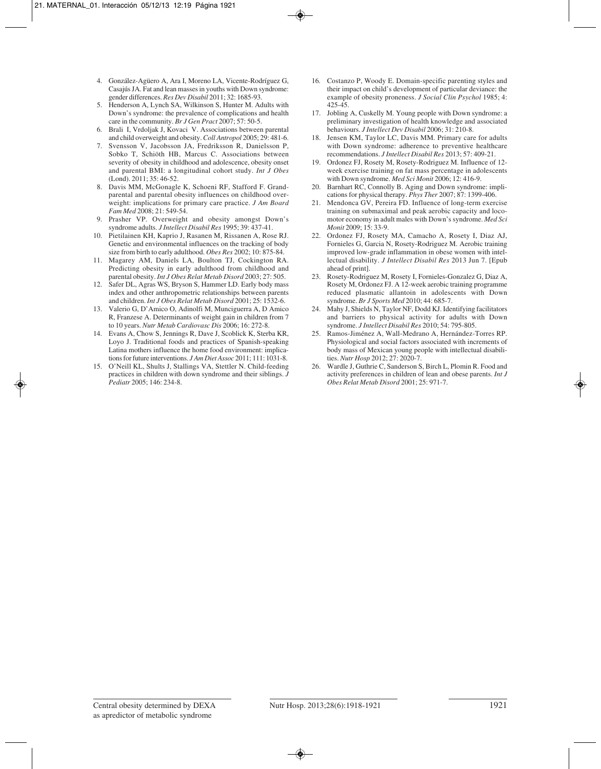4. González-Agüero A, Ara I, Moreno LA, Vicente-Rodríguez G, Casajús JA. Fat and lean masses in youths with Down syndrome: gender differences. *Res Dev Disabil* 2011; 32: 1685-93.
5. Henderson A, Lynch SA, Wilkinson S, Hunter M. Adults with Down's syndrome: the prevalence of complications and health care in the community. *Br J Gen Pract* 2007; 57: 50-5.
6. Brali I, Vrdoljak J, Kovaci V. Associations between parental and child overweight and obesity. *Coll Antropol* 2005; 29: 481-6.
7. Svensson V, Jacobsson JA, Fredriksson R, Danielsson P, Sobko T, Schiöth HB, Marcus C. Associations between severity of obesity in childhood and adolescence, obesity onset and parental BMI: a longitudinal cohort study. *Int J Obes* (Lond). 2011; 35: 46-52.
8. Davis MM, McGonagle K, Schoeni RF, Stafford F. Grandparental and parental obesity influences on childhood overweight: implications for primary care practice. *J Am Board Fam Med* 2008; 21: 549-54.
9. Prasher VP. Overweight and obesity amongst Down's syndrome adults. *J Intellect Disabil Res* 1995; 39: 437-41.
10. Pietilainen KH, Kaprio J, Rasanen M, Rissanen A, Rose RJ. Genetic and environmental influences on the tracking of body size from birth to early adulthood. *Obes Res* 2002; 10: 875-84.
11. Magarey AM, Daniels LA, Boulton TJ, Cockington RA. Predicting obesity in early adulthood from childhood and parental obesity. *Int J Obes Relat Metab Disord* 2003; 27: 505.
12. Safer DL, Agras WS, Bryson S, Hammer LD. Early body mass index and other anthropometric relationships between parents and children. *Int J Obes Relat Metab Disord* 2001; 25: 1532-6.
13. Valerio G, D'Amico O, Adinolfi M, Munciguerra A, D Amico R, Franzese A. Determinants of weight gain in children from 7 to 10 years. *Nutr Metab Cardiovasc Dis* 2006; 16: 272-8.
14. Evans A, Chow S, Jennings R, Dave J, Scoblick K, Sterba KR, Loyo J. Traditional foods and practices of Spanish-speaking Latina mothers influence the home food environment: implications for future interventions. *J Am Diet Assoc* 2011; 111: 1031-8.
15. O'Neill KL, Shults J, Stallings VA, Stettler N. Child-feeding practices in children with down syndrome and their siblings. *J Pediatr* 2005; 146: 234-8.
16. Costanzo P, Woody E. Domain-specific parenting styles and their impact on child's development of particular deviance: the example of obesity proneness. *J Social Clin Psychol* 1985; 4: 425-45.
17. Jobling A, Cuskelly M. Young people with Down syndrome: a preliminary investigation of health knowledge and associated behaviours. *J Intellect Dev Disabil* 2006; 31: 210-8.
18. Jensen KM, Taylor LC, Davis MM. Primary care for adults with Down syndrome: adherence to preventive healthcare recommendations. *J Intellect Disabil Res* 2013; 57: 409-21.
19. Ordonez FJ, Rosety M, Rosety-Rodriguez M. Influence of 12-week exercise training on fat mass percentage in adolescents with Down syndrome. *Med Sci Monit* 2006; 12: 416-9.
20. Barnhart RC, Connolly B. Aging and Down syndrome: implications for physical therapy. *Phys Ther* 2007; 87: 1399-406.
21. Mendonca GV, Pereira FD. Influence of long-term exercise training on submaximal and peak aerobic capacity and locomotor economy in adult males with Down's syndrome. *Med Sci Monit* 2009; 15: 33-9.
22. Ordonez FJ, Rosety MA, Camacho A, Rosety I, Diaz AJ, Fornieles G, Garcia N, Rosety-Rodriguez M. Aerobic training improved low-grade inflammation in obese women with intellectual disability. *J Intellect Disabil Res* 2013 Jun 7. [Epub ahead of print].
23. Rosety-Rodriguez M, Rosety I, Fornieles-Gonzalez G, Diaz A, Rosety M, Ordonez FJ. A 12-week aerobic training programme reduced plasmatic allantoin in adolescents with Down syndrome. *Br J Sports Med* 2010; 44: 685-7.
24. Mahy J, Shields N, Taylor NF, Dodd KJ. Identifying facilitators and barriers to physical activity for adults with Down syndrome. *J Intellect Disabil Res* 2010; 54: 795-805.
25. Ramos-Jiménez A, Wall-Medrano A, Hernández-Torres RP. Physiological and social factors associated with increments of body mass of Mexican young people with intellectual disabilities. *Nutr Hosp* 2012; 27: 2020-7.
26. Wardle J, Guthrie C, Sanderson S, Birch L, Plomin R. Food and activity preferences in children of lean and obese parents. *Int J Obes Relat Metab Disord* 2001; 25: 971-7.